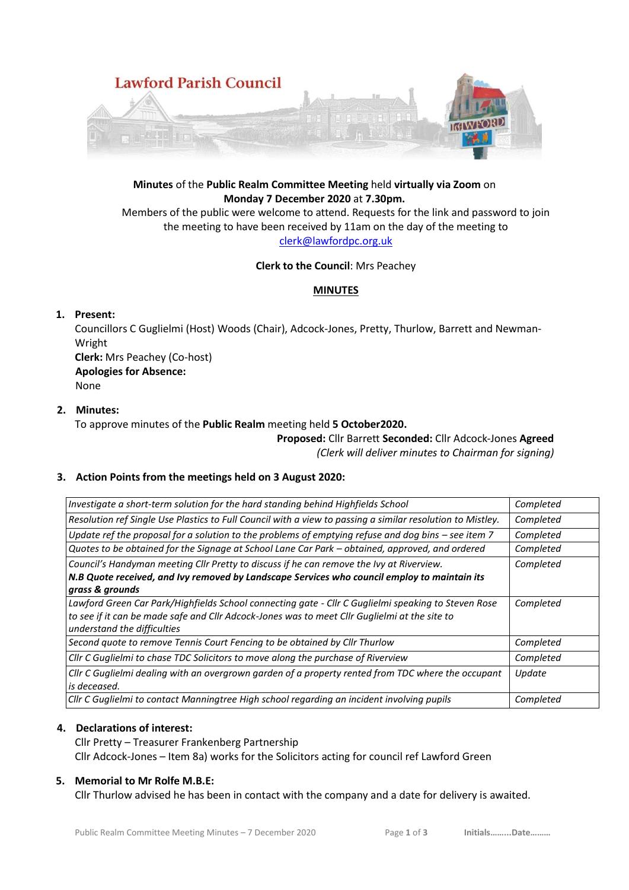Lawford Parish Council

**Minutes** of the **Public Realm Committee Meeting** held **virtually via Zoom** on **Monday 7 December 2020** at **7.30pm.**

Members of the public were welcome to attend. Requests for the link and password to join the meeting to have been received by 11am on the day of the meeting to clerk@lawfordpc.org.uk

**Clerk to the Council**: Mrs Peachey

**MINUTES**

1. **Present:**
   Councillors C Guglielmi (Host) Woods (Chair), Adcock-Jones, Pretty, Thurlow, Barrett and Newman-Wright
   **Clerk:** Mrs Peachey (Co-host)
   **Apologies for Absence:**
   None

2. **Minutes:**
   To approve minutes of the **Public Realm** meeting held **5 October2020.**
   **Proposed:** Cllr Barrett **Seconded:** Cllr Adcock-Jones **Agreed**
   *(Clerk will deliver minutes to Chairman for signing)*

3. **Action Points from the meetings held on 3 August 2020:**

| | |
|---|---|
| *Investigate a short-term solution for the hard standing behind Highfields School* | *Completed* |
| *Resolution ref Single Use Plastics to Full Council with a view to passing a similar resolution to Mistley.* | *Completed* |
| *Update ref the proposal for a solution to the problems of emptying refuse and dog bins – see item 7* | *Completed* |
| *Quotes to be obtained for the Signage at School Lane Car Park – obtained, approved, and ordered* | *Completed* |
| *Council's Handyman meeting Cllr Pretty to discuss if he can remove the Ivy at Riverview.* ***N.B Quote received, and Ivy removed by Landscape Services who council employ to maintain its grass & grounds*** | *Completed* |
| *Lawford Green Car Park/Highfields School connecting gate - Cllr C Guglielmi speaking to Steven Rose to see if it can be made safe and Cllr Adcock-Jones was to meet Cllr Guglielmi at the site to understand the difficulties* | *Completed* |
| *Second quote to remove Tennis Court Fencing to be obtained by Cllr Thurlow* | *Completed* |
| *Cllr C Guglielmi to chase TDC Solicitors to move along the purchase of Riverview* | *Completed* |
| *Cllr C Guglielmi dealing with an overgrown garden of a property rented from TDC where the occupant is deceased.* | *Update* |
| *Cllr C Guglielmi to contact Manningtree High school regarding an incident involving pupils* | *Completed* |

4. **Declarations of interest:**
   Cllr Pretty – Treasurer Frankenberg Partnership
   Cllr Adcock-Jones – Item 8a) works for the Solicitors acting for council ref Lawford Green

5. **Memorial to Mr Rolfe M.B.E:**
   Cllr Thurlow advised he has been in contact with the company and a date for delivery is awaited.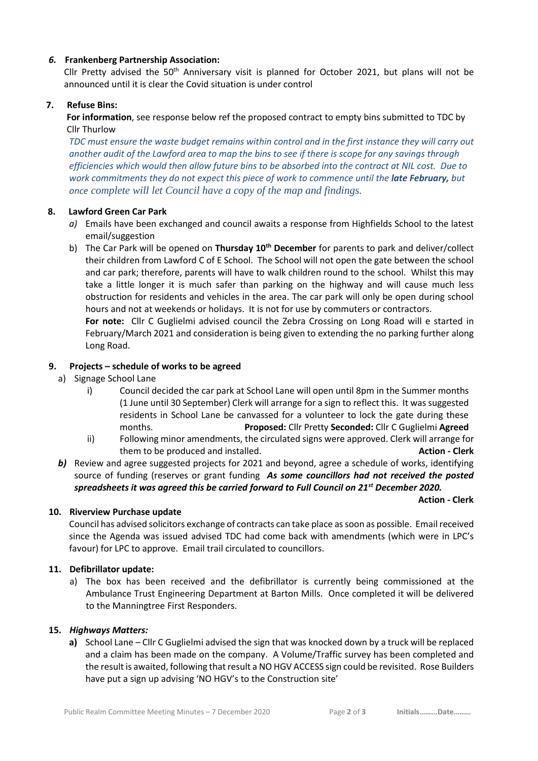***6.* Frankenberg Partnership Association:**

Cllr Pretty advised the 50th Anniversary visit is planned for October 2021, but plans will not be announced until it is clear the Covid situation is under control

**7. Refuse Bins:**

**For information**, see response below ref the proposed contract to empty bins submitted to TDC by Cllr Thurlow

*TDC must ensure the waste budget remains within control and in the first instance they will carry out another audit of the Lawford area to map the bins to see if there is scope for any savings through efficiencies which would then allow future bins to be absorbed into the contract at NIL cost. Due to work commitments they do not expect this piece of work to commence until the* ***late February,*** *but once complete will let Council have a copy of the map and findings.*

**8. Lawford Green Car Park**

*a)* Emails have been exchanged and council awaits a response from Highfields School to the latest email/suggestion

b) The Car Park will be opened on **Thursday 10th December** for parents to park and deliver/collect their children from Lawford C of E School. The School will not open the gate between the school and car park; therefore, parents will have to walk children round to the school. Whilst this may take a little longer it is much safer than parking on the highway and will cause much less obstruction for residents and vehicles in the area. The car park will only be open during school hours and not at weekends or holidays. It is not for use by commuters or contractors.

**For note:** Cllr C Guglielmi advised council the Zebra Crossing on Long Road will e started in February/March 2021 and consideration is being given to extending the no parking further along Long Road.

**9. Projects – schedule of works to be agreed**

a) Signage School Lane

i) Council decided the car park at School Lane will open until 8pm in the Summer months (1 June until 30 September) Clerk will arrange for a sign to reflect this. It was suggested residents in School Lane be canvassed for a volunteer to lock the gate during these months. **Proposed:** Cllr Pretty **Seconded:** Cllr C Guglielmi **Agreed**

ii) Following minor amendments, the circulated signs were approved. Clerk will arrange for them to be produced and installed. **Action - Clerk**

***b)*** Review and agree suggested projects for 2021 and beyond, agree a schedule of works, identifying source of funding (reserves or grant funding ***As some councillors had not received the posted spreadsheets it was agreed this be carried forward to Full Council on 21st December 2020.***

**Action - Clerk**

**10. Riverview Purchase update**

Council has advised solicitors exchange of contracts can take place as soon as possible. Email received since the Agenda was issued advised TDC had come back with amendments (which were in LPC's favour) for LPC to approve. Email trail circulated to councillors.

**11. Defibrillator update:**

a) The box has been received and the defibrillator is currently being commissioned at the Ambulance Trust Engineering Department at Barton Mills. Once completed it will be delivered to the Manningtree First Responders.

**15. *Highways Matters:***

**a)** School Lane – Cllr C Guglielmi advised the sign that was knocked down by a truck will be replaced and a claim has been made on the company. A Volume/Traffic survey has been completed and the result is awaited, following that result a NO HGV ACCESS sign could be revisited. Rose Builders have put a sign up advising 'NO HGV's to the Construction site'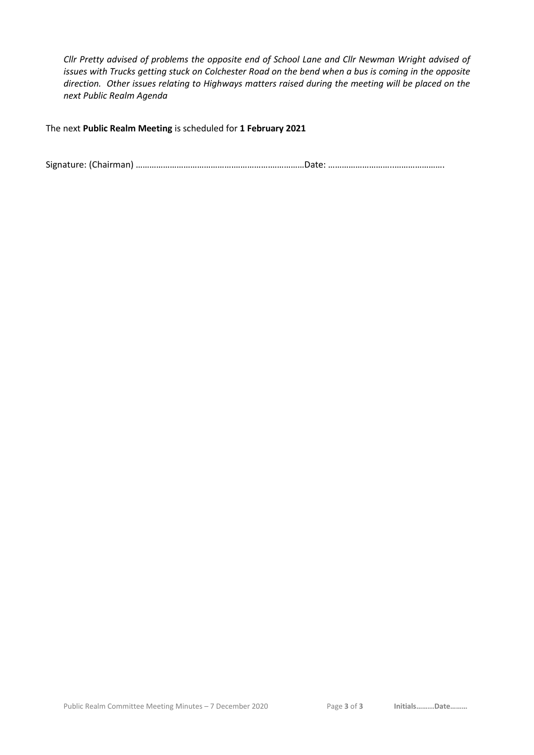*Cllr Pretty advised of problems the opposite end of School Lane and Cllr Newman Wright advised of issues with Trucks getting stuck on Colchester Road on the bend when a bus is coming in the opposite direction. Other issues relating to Highways matters raised during the meeting will be placed on the next Public Realm Agenda*

The next **Public Realm Meeting** is scheduled for **1 February 2021**

Signature: (Chairman) …………………………………………………………………Date: ……………………….………………….